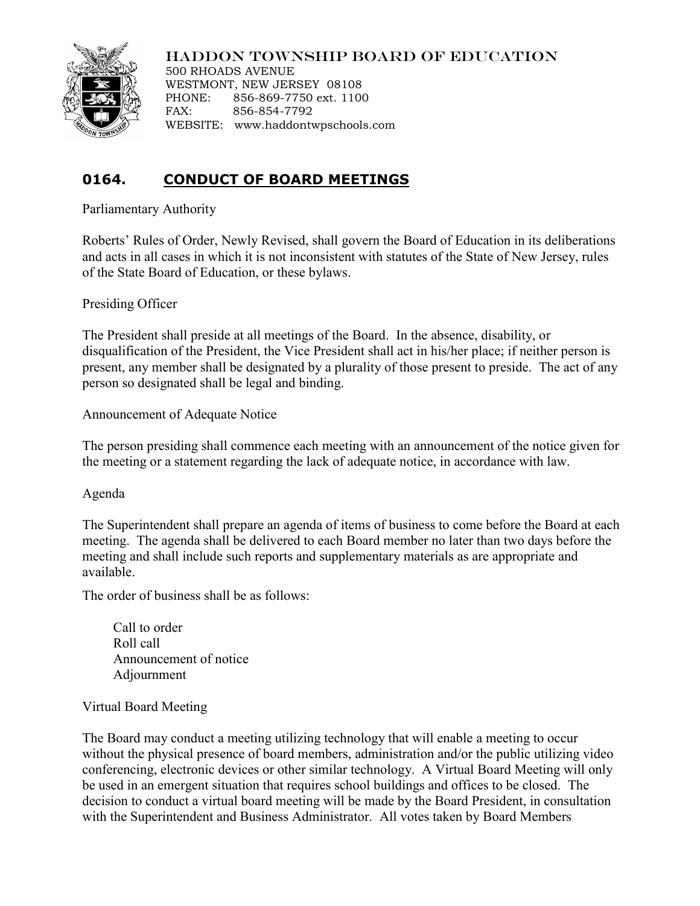HADDON TOWNSHIP BOARD OF EDUCATION
500 RHOADS AVENUE
WESTMONT, NEW JERSEY 08108
PHONE: 856-869-7750 ext. 1100
FAX: 856-854-7792
WEBSITE: www.haddontwpschools.com

# 0164. CONDUCT OF BOARD MEETINGS

Parliamentary Authority

Roberts' Rules of Order, Newly Revised, shall govern the Board of Education in its deliberations and acts in all cases in which it is not inconsistent with statutes of the State of New Jersey, rules of the State Board of Education, or these bylaws.

Presiding Officer

The President shall preside at all meetings of the Board. In the absence, disability, or disqualification of the President, the Vice President shall act in his/her place; if neither person is present, any member shall be designated by a plurality of those present to preside. The act of any person so designated shall be legal and binding.

Announcement of Adequate Notice

The person presiding shall commence each meeting with an announcement of the notice given for the meeting or a statement regarding the lack of adequate notice, in accordance with law.

Agenda

The Superintendent shall prepare an agenda of items of business to come before the Board at each meeting. The agenda shall be delivered to each Board member no later than two days before the meeting and shall include such reports and supplementary materials as are appropriate and available.

The order of business shall be as follows:

Call to order
Roll call
Announcement of notice
Adjournment

Virtual Board Meeting

The Board may conduct a meeting utilizing technology that will enable a meeting to occur without the physical presence of board members, administration and/or the public utilizing video conferencing, electronic devices or other similar technology. A Virtual Board Meeting will only be used in an emergent situation that requires school buildings and offices to be closed. The decision to conduct a virtual board meeting will be made by the Board President, in consultation with the Superintendent and Business Administrator. All votes taken by Board Members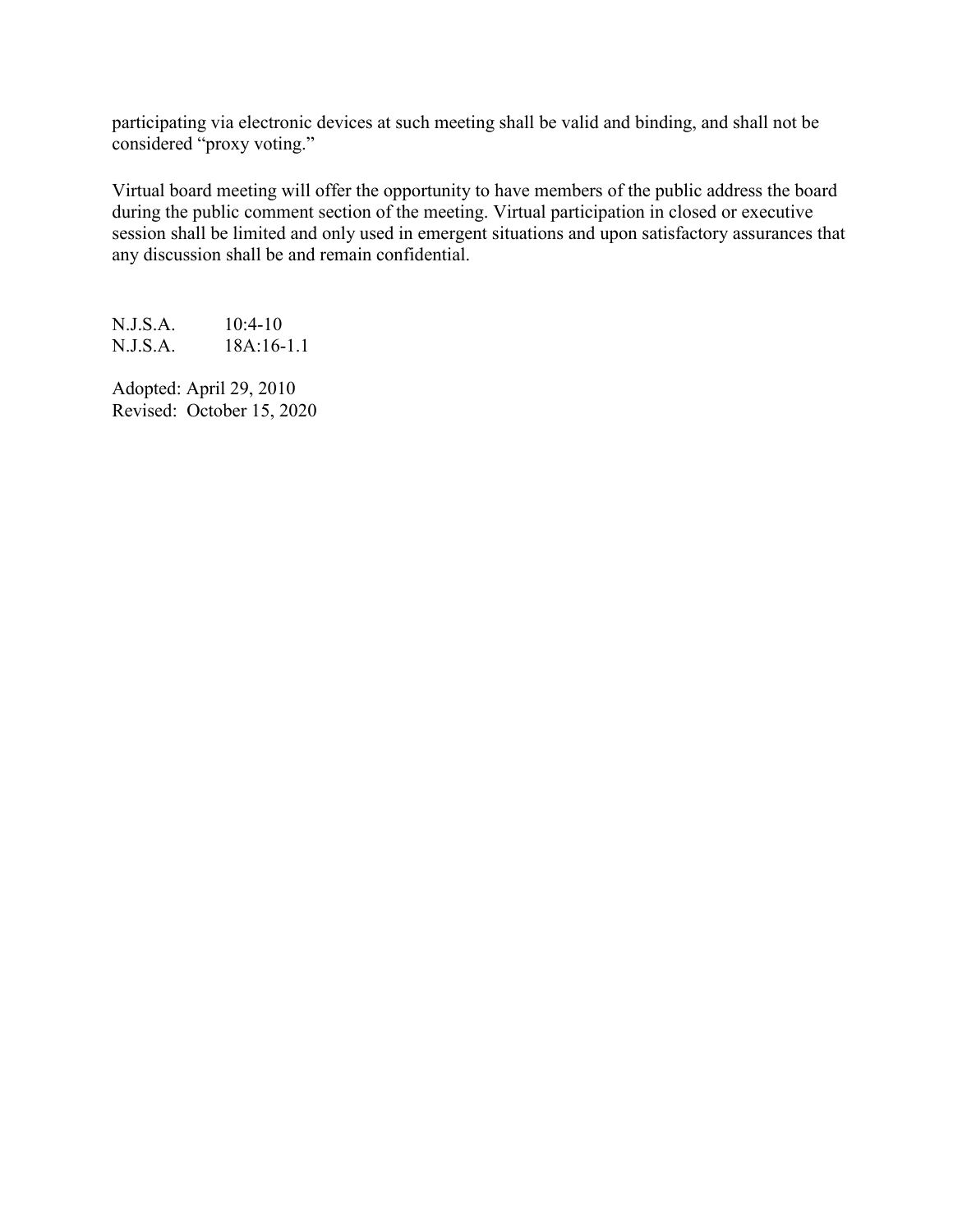participating via electronic devices at such meeting shall be valid and binding, and shall not be considered "proxy voting."

Virtual board meeting will offer the opportunity to have members of the public address the board during the public comment section of the meeting. Virtual participation in closed or executive session shall be limited and only used in emergent situations and upon satisfactory assurances that any discussion shall be and remain confidential.

N.J.S.A. 10:4-10
N.J.S.A. 18A:16-1.1

Adopted: April 29, 2010
Revised: October 15, 2020